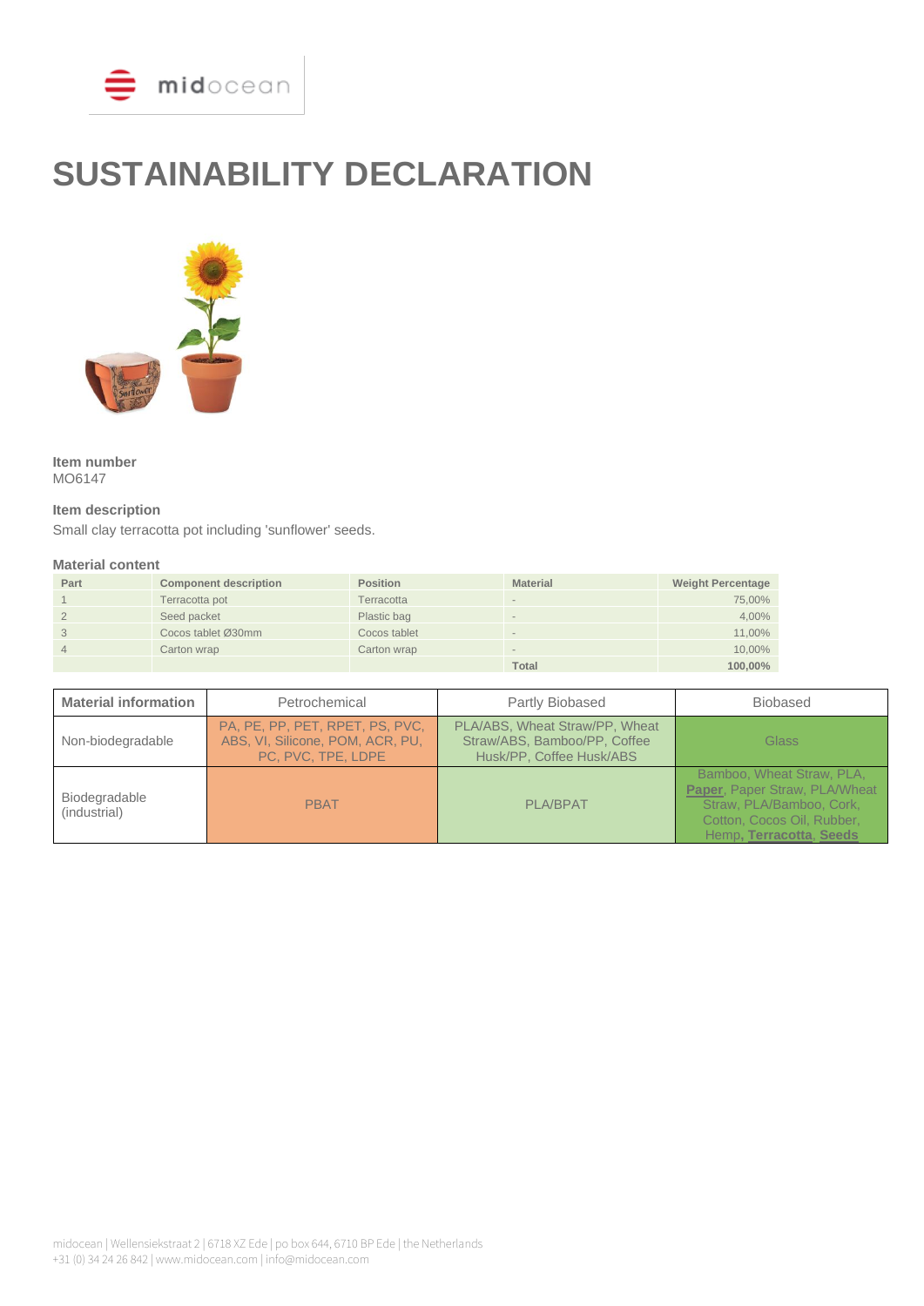# SUSTAINABILITY DECLARATION

**Item number**
MO6147

**Item description**
Small clay terracotta pot including 'sunflower' seeds.

**Material content**

| Part | Component description | Position | Material | Weight Percentage |
|---|---|---|---|---|
| 1 | Terracotta pot | Terracotta | - | 75,00% |
| 2 | Seed packet | Plastic bag | - | 4,00% |
| 3 | Cocos tablet Ø30mm | Cocos tablet | - | 11,00% |
| 4 | Carton wrap | Carton wrap | - | 10,00% |
| | | | **Total** | **100,00%** |

| **Material information** | Petrochemical | Partly Biobased | Biobased |
|---|---|---|---|
| Non-biodegradable | PA, PE, PP, PET, RPET, PS, PVC, ABS, VI, Silicone, POM, ACR, PU, PC, PVC, TPE, LDPE | PLA/ABS, Wheat Straw/PP, Wheat Straw/ABS, Bamboo/PP, Coffee Husk/PP, Coffee Husk/ABS | Glass |
| Biodegradable (industrial) | PBAT | PLA/BPAT | Bamboo, Wheat Straw, PLA, **Paper**, Paper Straw, PLA/Wheat Straw, PLA/Bamboo, Cork, Cotton, Cocos Oil, Rubber, Hemp, **Terracotta**, **Seeds** |

midocean | Wellensiekstraat 2 | 6718 XZ Ede | po box 644, 6710 BP Ede | the Netherlands
+31 (0) 34 24 26 842 | www.midocean.com | info@midocean.com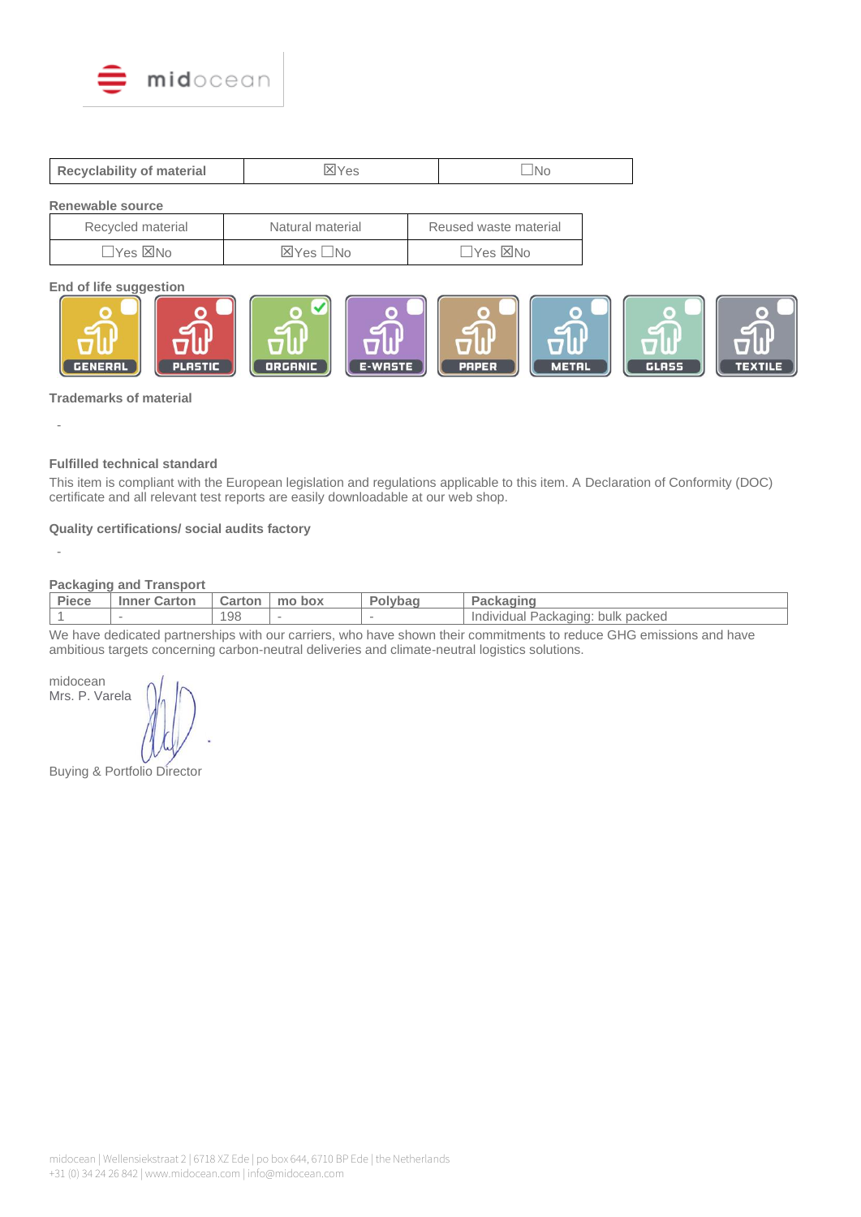| Recyclability of material | ☒Yes | ☐No |
|---|---|---|

**Renewable source**

| Recycled material | Natural material | Reused waste material |
|---|---|---|
| ☐Yes ☒No | ☒Yes ☐No | ☐Yes ☒No |

**End of life suggestion**

GENERAL ☐ | PLASTIC ☐ | ORGANIC ☑ | E-WASTE ☐ | PAPER ☐ | METAL ☐ | GLASS ☐ | TEXTILE ☐

**Trademarks of material**

-

**Fulfilled technical standard**

This item is compliant with the European legislation and regulations applicable to this item. A Declaration of Conformity (DOC) certificate and all relevant test reports are easily downloadable at our web shop.

**Quality certifications/ social audits factory**

-

**Packaging and Transport**

| Piece | Inner Carton | Carton | mo box | Polybag | Packaging |
|---|---|---|---|---|---|
| 1 | - | 198 | - | - | Individual Packaging: bulk packed |

We have dedicated partnerships with our carriers, who have shown their commitments to reduce GHG emissions and have ambitious targets concerning carbon-neutral deliveries and climate-neutral logistics solutions.

midocean
Mrs. P. Varela

Buying & Portfolio Director

midocean | Wellensiekstraat 2 | 6718 XZ Ede | po box 644, 6710 BP Ede | the Netherlands
+31 (0) 34 24 26 842 | www.midocean.com | info@midocean.com